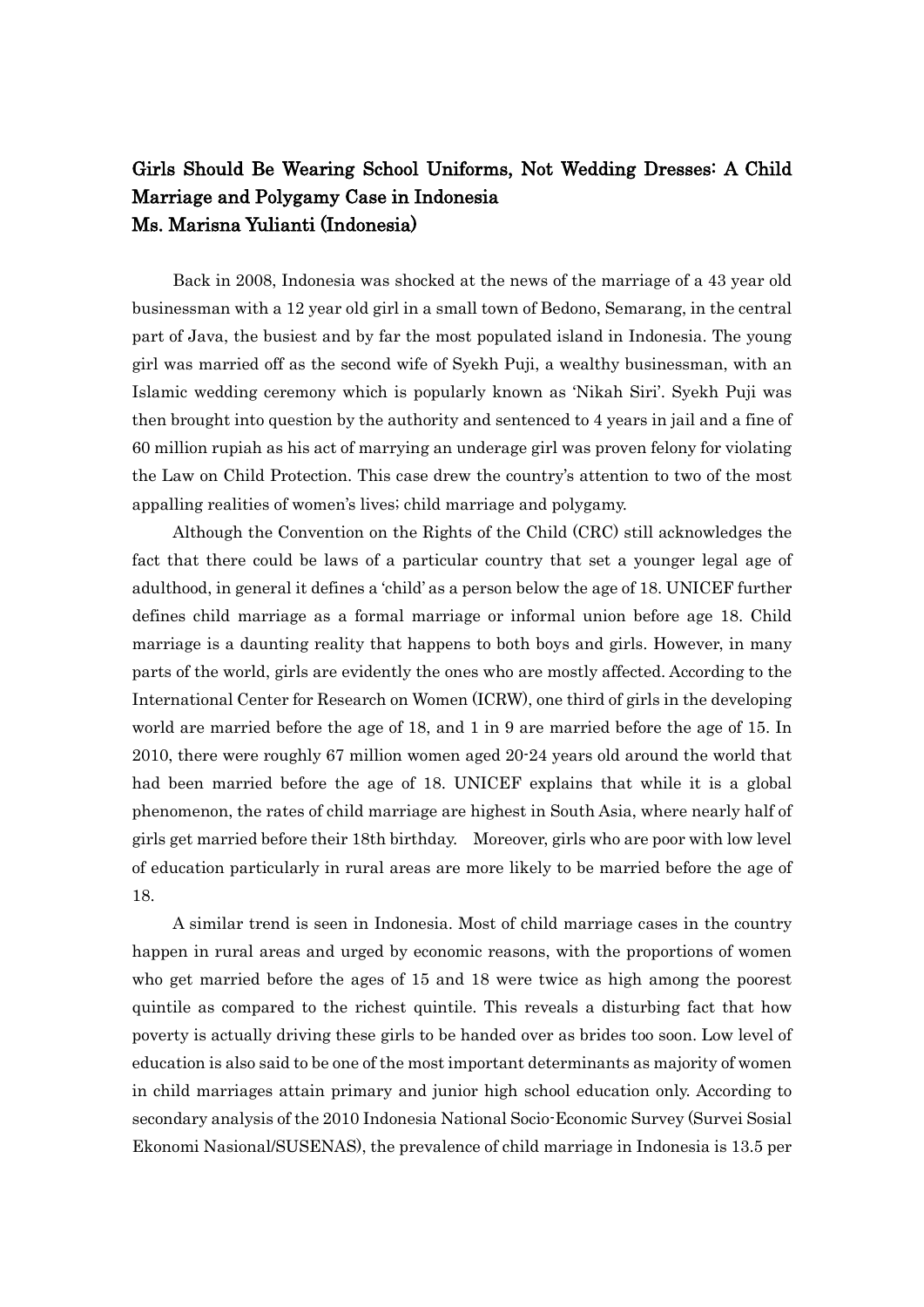# Girls Should Be Wearing School Uniforms, Not Wedding Dresses: A Child Marriage and Polygamy Case in Indonesia

## Ms. Marisna Yulianti (Indonesia)

Back in 2008, Indonesia was shocked at the news of the marriage of a 43 year old businessman with a 12 year old girl in a small town of Bedono, Semarang, in the central part of Java, the busiest and by far the most populated island in Indonesia. The young girl was married off as the second wife of Syekh Puji, a wealthy businessman, with an Islamic wedding ceremony which is popularly known as 'Nikah Siri'. Syekh Puji was then brought into question by the authority and sentenced to 4 years in jail and a fine of 60 million rupiah as his act of marrying an underage girl was proven felony for violating the Law on Child Protection. This case drew the country's attention to two of the most appalling realities of women's lives; child marriage and polygamy.

Although the Convention on the Rights of the Child (CRC) still acknowledges the fact that there could be laws of a particular country that set a younger legal age of adulthood, in general it defines a 'child' as a person below the age of 18. UNICEF further defines child marriage as a formal marriage or informal union before age 18. Child marriage is a daunting reality that happens to both boys and girls. However, in many parts of the world, girls are evidently the ones who are mostly affected. According to the International Center for Research on Women (ICRW), one third of girls in the developing world are married before the age of 18, and 1 in 9 are married before the age of 15. In 2010, there were roughly 67 million women aged 20-24 years old around the world that had been married before the age of 18. UNICEF explains that while it is a global phenomenon, the rates of child marriage are highest in South Asia, where nearly half of girls get married before their 18th birthday. Moreover, girls who are poor with low level of education particularly in rural areas are more likely to be married before the age of 18.

A similar trend is seen in Indonesia. Most of child marriage cases in the country happen in rural areas and urged by economic reasons, with the proportions of women who get married before the ages of 15 and 18 were twice as high among the poorest quintile as compared to the richest quintile. This reveals a disturbing fact that how poverty is actually driving these girls to be handed over as brides too soon. Low level of education is also said to be one of the most important determinants as majority of women in child marriages attain primary and junior high school education only. According to secondary analysis of the 2010 Indonesia National Socio-Economic Survey (Survei Sosial Ekonomi Nasional/SUSENAS), the prevalence of child marriage in Indonesia is 13.5 per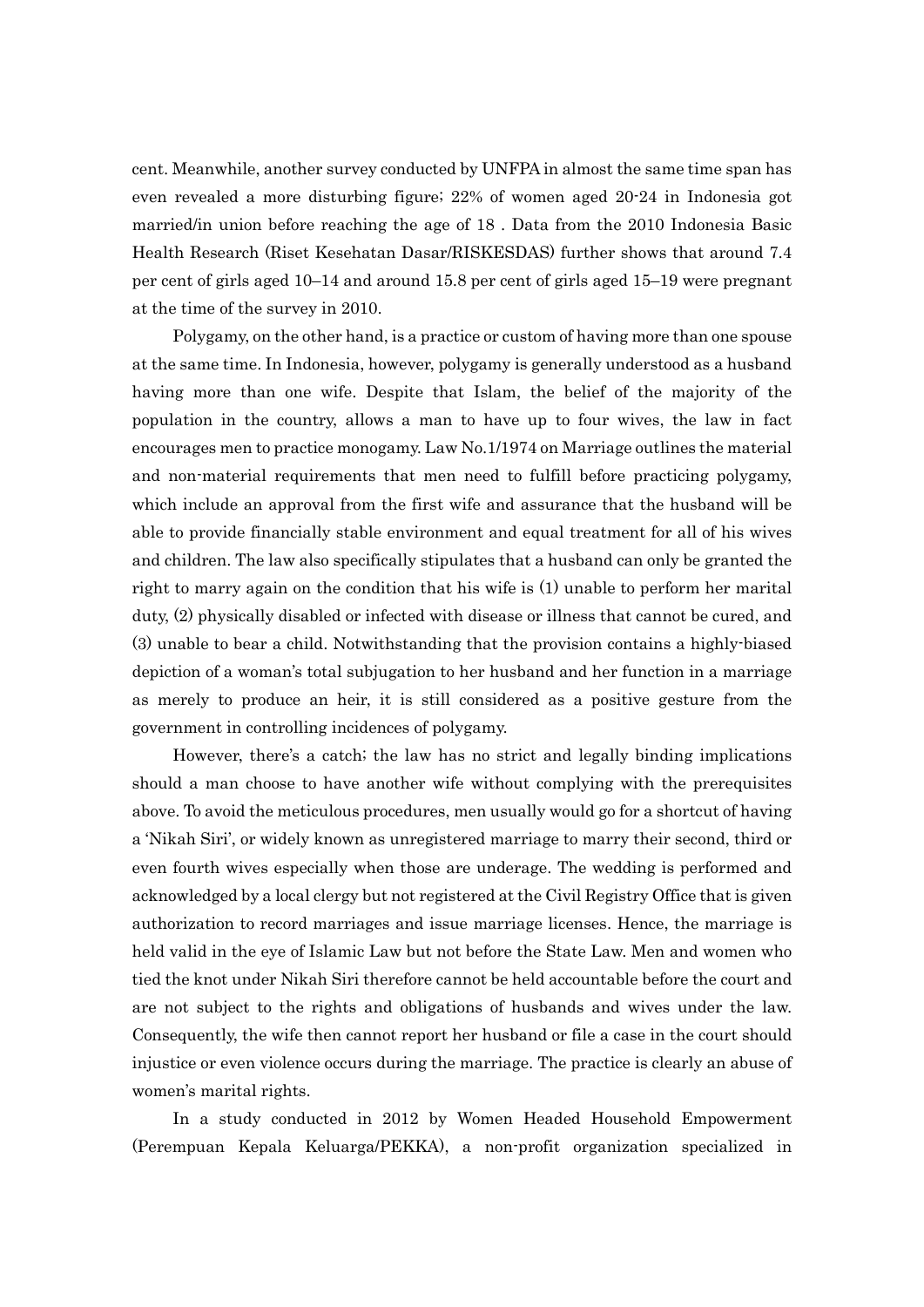cent. Meanwhile, another survey conducted by UNFPA in almost the same time span has even revealed a more disturbing figure; 22% of women aged 20-24 in Indonesia got married/in union before reaching the age of 18 . Data from the 2010 Indonesia Basic Health Research (Riset Kesehatan Dasar/RISKESDAS) further shows that around 7.4 per cent of girls aged 10–14 and around 15.8 per cent of girls aged 15–19 were pregnant at the time of the survey in 2010.

Polygamy, on the other hand, is a practice or custom of having more than one spouse at the same time. In Indonesia, however, polygamy is generally understood as a husband having more than one wife. Despite that Islam, the belief of the majority of the population in the country, allows a man to have up to four wives, the law in fact encourages men to practice monogamy. Law No.1/1974 on Marriage outlines the material and non-material requirements that men need to fulfill before practicing polygamy, which include an approval from the first wife and assurance that the husband will be able to provide financially stable environment and equal treatment for all of his wives and children. The law also specifically stipulates that a husband can only be granted the right to marry again on the condition that his wife is (1) unable to perform her marital duty, (2) physically disabled or infected with disease or illness that cannot be cured, and (3) unable to bear a child. Notwithstanding that the provision contains a highly-biased depiction of a woman's total subjugation to her husband and her function in a marriage as merely to produce an heir, it is still considered as a positive gesture from the government in controlling incidences of polygamy.

However, there's a catch; the law has no strict and legally binding implications should a man choose to have another wife without complying with the prerequisites above. To avoid the meticulous procedures, men usually would go for a shortcut of having a 'Nikah Siri', or widely known as unregistered marriage to marry their second, third or even fourth wives especially when those are underage. The wedding is performed and acknowledged by a local clergy but not registered at the Civil Registry Office that is given authorization to record marriages and issue marriage licenses. Hence, the marriage is held valid in the eye of Islamic Law but not before the State Law. Men and women who tied the knot under Nikah Siri therefore cannot be held accountable before the court and are not subject to the rights and obligations of husbands and wives under the law. Consequently, the wife then cannot report her husband or file a case in the court should injustice or even violence occurs during the marriage. The practice is clearly an abuse of women's marital rights.

In a study conducted in 2012 by Women Headed Household Empowerment (Perempuan Kepala Keluarga/PEKKA), a non-profit organization specialized in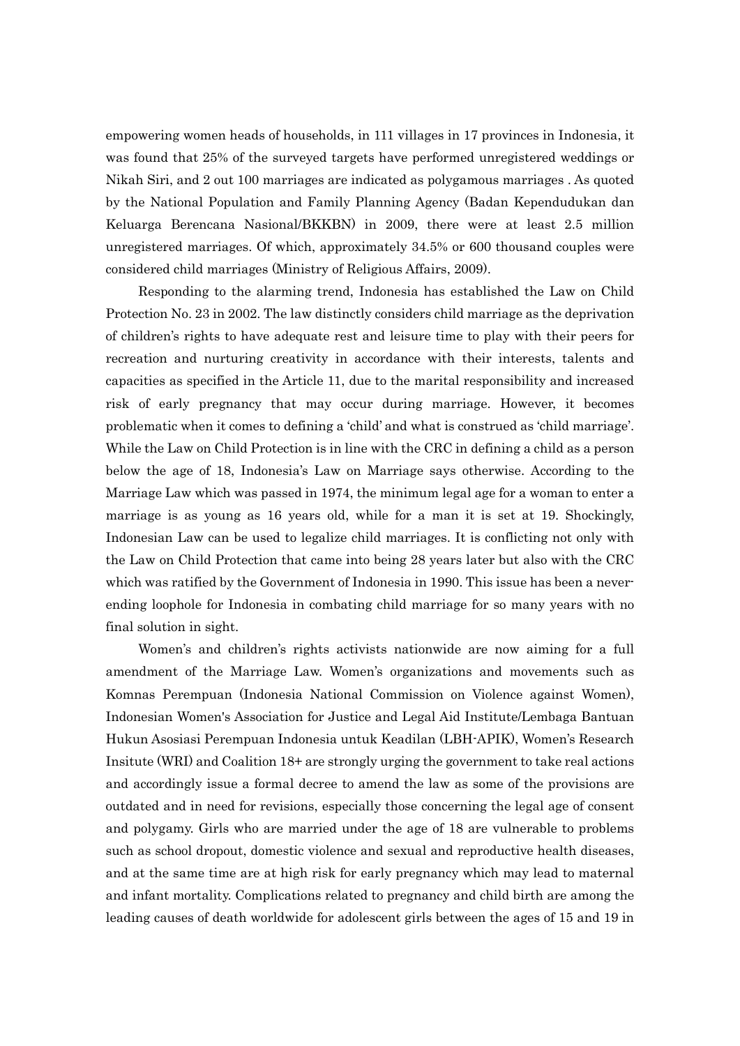empowering women heads of households, in 111 villages in 17 provinces in Indonesia, it was found that 25% of the surveyed targets have performed unregistered weddings or Nikah Siri, and 2 out 100 marriages are indicated as polygamous marriages . As quoted by the National Population and Family Planning Agency (Badan Kependudukan dan Keluarga Berencana Nasional/BKKBN) in 2009, there were at least 2.5 million unregistered marriages. Of which, approximately 34.5% or 600 thousand couples were considered child marriages (Ministry of Religious Affairs, 2009).

Responding to the alarming trend, Indonesia has established the Law on Child Protection No. 23 in 2002. The law distinctly considers child marriage as the deprivation of children's rights to have adequate rest and leisure time to play with their peers for recreation and nurturing creativity in accordance with their interests, talents and capacities as specified in the Article 11, due to the marital responsibility and increased risk of early pregnancy that may occur during marriage. However, it becomes problematic when it comes to defining a 'child' and what is construed as 'child marriage'. While the Law on Child Protection is in line with the CRC in defining a child as a person below the age of 18, Indonesia's Law on Marriage says otherwise. According to the Marriage Law which was passed in 1974, the minimum legal age for a woman to enter a marriage is as young as 16 years old, while for a man it is set at 19. Shockingly, Indonesian Law can be used to legalize child marriages. It is conflicting not only with the Law on Child Protection that came into being 28 years later but also with the CRC which was ratified by the Government of Indonesia in 1990. This issue has been a never-ending loophole for Indonesia in combating child marriage for so many years with no final solution in sight.

Women's and children's rights activists nationwide are now aiming for a full amendment of the Marriage Law. Women's organizations and movements such as Komnas Perempuan (Indonesia National Commission on Violence against Women), Indonesian Women's Association for Justice and Legal Aid Institute/Lembaga Bantuan Hukun Asosiasi Perempuan Indonesia untuk Keadilan (LBH-APIK), Women's Research Insitute (WRI) and Coalition 18+ are strongly urging the government to take real actions and accordingly issue a formal decree to amend the law as some of the provisions are outdated and in need for revisions, especially those concerning the legal age of consent and polygamy. Girls who are married under the age of 18 are vulnerable to problems such as school dropout, domestic violence and sexual and reproductive health diseases, and at the same time are at high risk for early pregnancy which may lead to maternal and infant mortality. Complications related to pregnancy and child birth are among the leading causes of death worldwide for adolescent girls between the ages of 15 and 19 in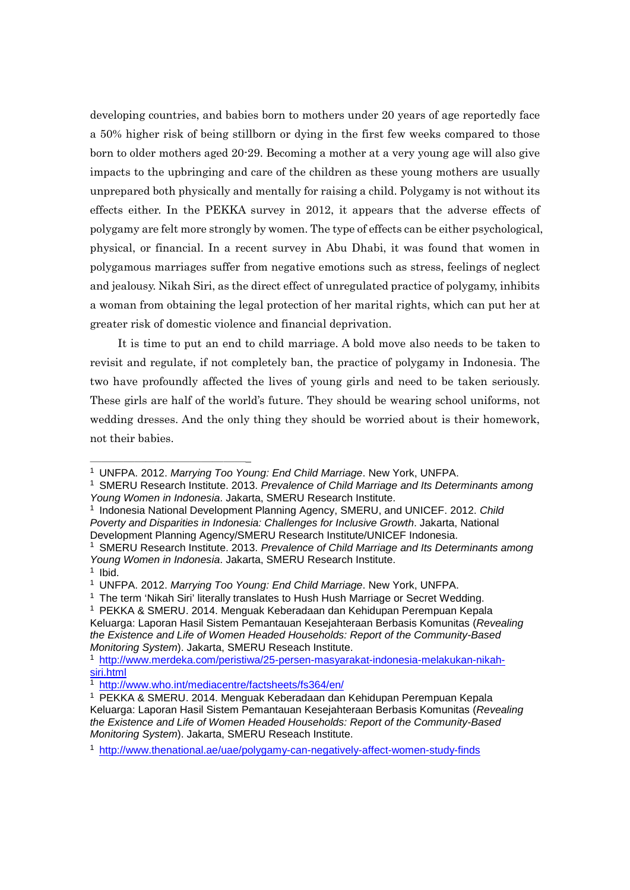developing countries, and babies born to mothers under 20 years of age reportedly face a 50% higher risk of being stillborn or dying in the first few weeks compared to those born to older mothers aged 20-29. Becoming a mother at a very young age will also give impacts to the upbringing and care of the children as these young mothers are usually unprepared both physically and mentally for raising a child. Polygamy is not without its effects either. In the PEKKA survey in 2012, it appears that the adverse effects of polygamy are felt more strongly by women. The type of effects can be either psychological, physical, or financial. In a recent survey in Abu Dhabi, it was found that women in polygamous marriages suffer from negative emotions such as stress, feelings of neglect and jealousy. Nikah Siri, as the direct effect of unregulated practice of polygamy, inhibits a woman from obtaining the legal protection of her marital rights, which can put her at greater risk of domestic violence and financial deprivation.

It is time to put an end to child marriage. A bold move also needs to be taken to revisit and regulate, if not completely ban, the practice of polygamy in Indonesia. The two have profoundly affected the lives of young girls and need to be taken seriously. These girls are half of the world's future. They should be wearing school uniforms, not wedding dresses. And the only thing they should be worried about is their homework, not their babies.

---

[1] UNFPA. 2012. *Marrying Too Young: End Child Marriage*. New York, UNFPA.

[1] SMERU Research Institute. 2013. *Prevalence of Child Marriage and Its Determinants among Young Women in Indonesia*. Jakarta, SMERU Research Institute.

[1] Indonesia National Development Planning Agency, SMERU, and UNICEF. 2012. *Child Poverty and Disparities in Indonesia: Challenges for Inclusive Growth*. Jakarta, National Development Planning Agency/SMERU Research Institute/UNICEF Indonesia.

[1] SMERU Research Institute. 2013. *Prevalence of Child Marriage and Its Determinants among Young Women in Indonesia*. Jakarta, SMERU Research Institute.

[1] Ibid.

[1] UNFPA. 2012. *Marrying Too Young: End Child Marriage*. New York, UNFPA.

[1] The term 'Nikah Siri' literally translates to Hush Hush Marriage or Secret Wedding.

[1] PEKKA & SMERU. 2014. Menguak Keberadaan dan Kehidupan Perempuan Kepala Keluarga: Laporan Hasil Sistem Pemantauan Kesejahteraan Berbasis Komunitas (*Revealing the Existence and Life of Women Headed Households: Report of the Community-Based Monitoring System*). Jakarta, SMERU Reseach Institute.

[1] http://www.merdeka.com/peristiwa/25-persen-masyarakat-indonesia-melakukan-nikah-siri.html

[1] http://www.who.int/mediacentre/factsheets/fs364/en/

[1] PEKKA & SMERU. 2014. Menguak Keberadaan dan Kehidupan Perempuan Kepala Keluarga: Laporan Hasil Sistem Pemantauan Kesejahteraan Berbasis Komunitas (*Revealing the Existence and Life of Women Headed Households: Report of the Community-Based Monitoring System*). Jakarta, SMERU Reseach Institute.

[1] http://www.thenational.ae/uae/polygamy-can-negatively-affect-women-study-finds